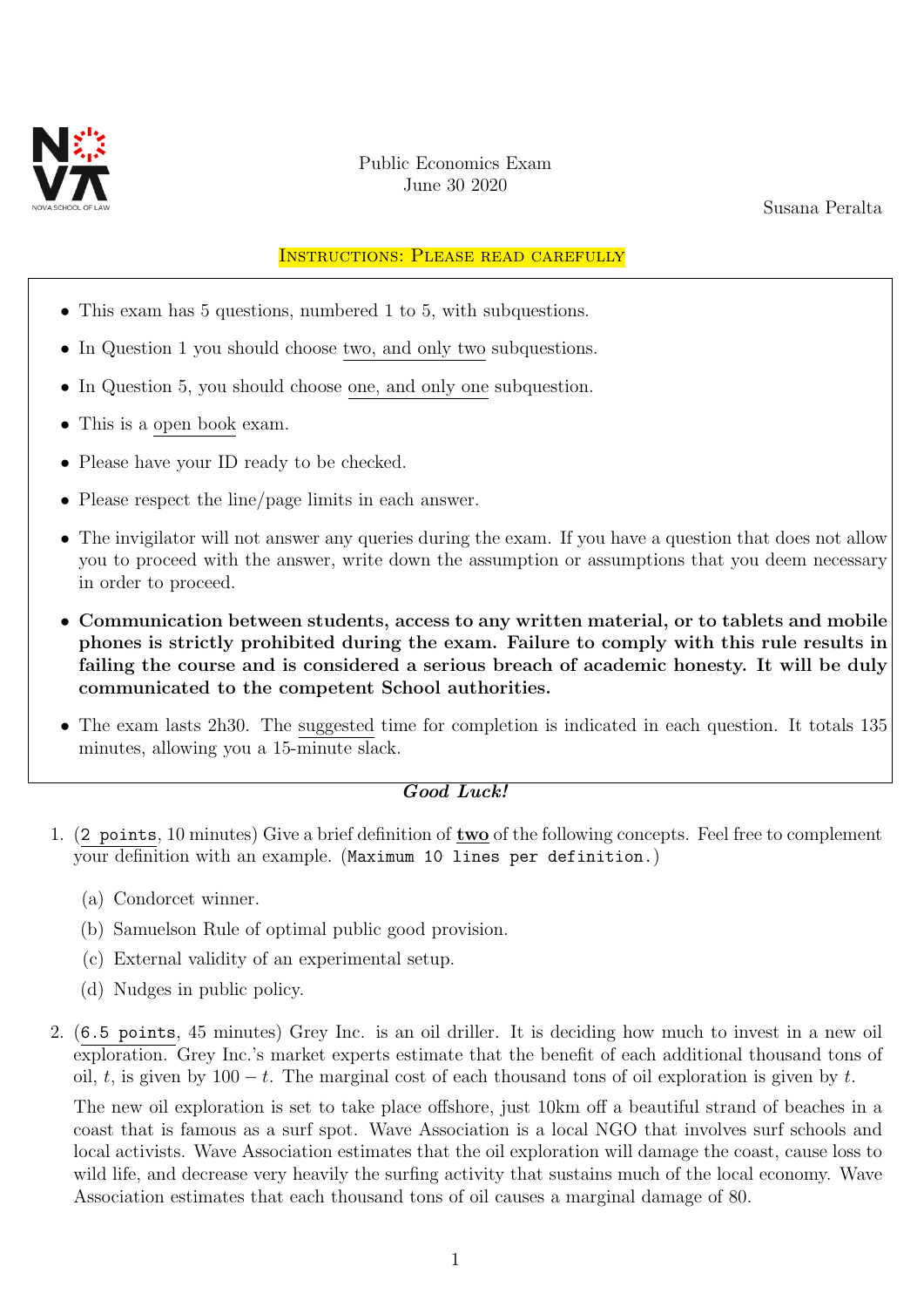Public Economics Exam
June 30 2020

Susana Peralta

**INSTRUCTIONS: PLEASE READ CAREFULLY**

- This exam has 5 questions, numbered 1 to 5, with subquestions.
- In Question 1 you should choose two, and only two subquestions.
- In Question 5, you should choose one, and only one subquestion.
- This is a open book exam.
- Please have your ID ready to be checked.
- Please respect the line/page limits in each answer.
- The invigilator will not answer any queries during the exam. If you have a question that does not allow you to proceed with the answer, write down the assumption or assumptions that you deem necessary in order to proceed.
- **Communication between students, access to any written material, or to tablets and mobile phones is strictly prohibited during the exam. Failure to comply with this rule results in failing the course and is considered a serious breach of academic honesty. It will be duly communicated to the competent School authorities.**
- The exam lasts 2h30. The suggested time for completion is indicated in each question. It totals 135 minutes, allowing you a 15-minute slack.

***Good Luck!***

1. (`2 points`, 10 minutes) Give a brief definition of **two** of the following concepts. Feel free to complement your definition with an example. (`Maximum 10 lines per definition.`)

   (a) Condorcet winner.

   (b) Samuelson Rule of optimal public good provision.

   (c) External validity of an experimental setup.

   (d) Nudges in public policy.

2. (`6.5 points`, 45 minutes) Grey Inc. is an oil driller. It is deciding how much to invest in a new oil exploration. Grey Inc.'s market experts estimate that the benefit of each additional thousand tons of oil, $t$, is given by $100 - t$. The marginal cost of each thousand tons of oil exploration is given by $t$.

   The new oil exploration is set to take place offshore, just 10km off a beautiful strand of beaches in a coast that is famous as a surf spot. Wave Association is a local NGO that involves surf schools and local activists. Wave Association estimates that the oil exploration will damage the coast, cause loss to wild life, and decrease very heavily the surfing activity that sustains much of the local economy. Wave Association estimates that each thousand tons of oil causes a marginal damage of 80.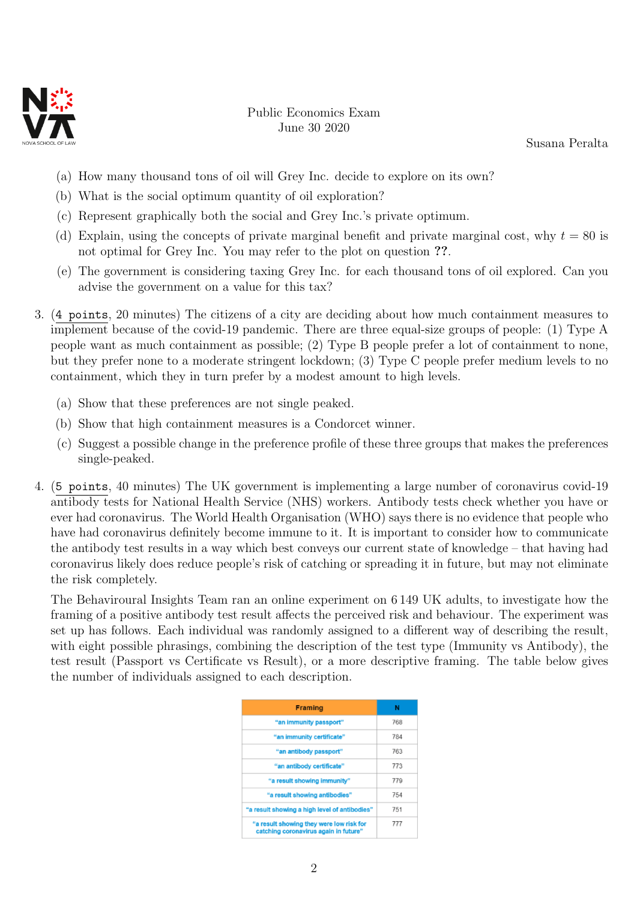(a) How many thousand tons of oil will Grey Inc. decide to explore on its own?

(b) What is the social optimum quantity of oil exploration?

(c) Represent graphically both the social and Grey Inc.'s private optimum.

(d) Explain, using the concepts of private marginal benefit and private marginal cost, why $t = 80$ is not optimal for Grey Inc. You may refer to the plot on question **??**.

(e) The government is considering taxing Grey Inc. for each thousand tons of oil explored. Can you advise the government on a value for this tax?

3. (4 points, 20 minutes) The citizens of a city are deciding about how much containment measures to implement because of the covid-19 pandemic. There are three equal-size groups of people: (1) Type A people want as much containment as possible; (2) Type B people prefer a lot of containment to none, but they prefer none to a moderate stringent lockdown; (3) Type C people prefer medium levels to no containment, which they in turn prefer by a modest amount to high levels.

   (a) Show that these preferences are not single peaked.

   (b) Show that high containment measures is a Condorcet winner.

   (c) Suggest a possible change in the preference profile of these three groups that makes the preferences single-peaked.

4. (5 points, 40 minutes) The UK government is implementing a large number of coronavirus covid-19 antibody tests for National Health Service (NHS) workers. Antibody tests check whether you have or ever had coronavirus. The World Health Organisation (WHO) says there is no evidence that people who have had coronavirus definitely become immune to it. It is important to consider how to communicate the antibody test results in a way which best conveys our current state of knowledge – that having had coronavirus likely does reduce people's risk of catching or spreading it in future, but may not eliminate the risk completely.

   The Behaviroural Insights Team ran an online experiment on 6 149 UK adults, to investigate how the framing of a positive antibody test result affects the perceived risk and behaviour. The experiment was set up has follows. Each individual was randomly assigned to a different way of describing the result, with eight possible phrasings, combining the description of the test type (Immunity vs Antibody), the test result (Passport vs Certificate vs Result), or a more descriptive framing. The table below gives the number of individuals assigned to each description.

| Framing | N |
|---|---|
| "an immunity passport" | 768 |
| "an immunity certificate" | 784 |
| "an antibody passport" | 763 |
| "an antibody certificate" | 773 |
| "a result showing immunity" | 779 |
| "a result showing antibodies" | 754 |
| "a result showing a high level of antibodies" | 751 |
| "a result showing they were low risk for catching coronavirus again in future" | 777 |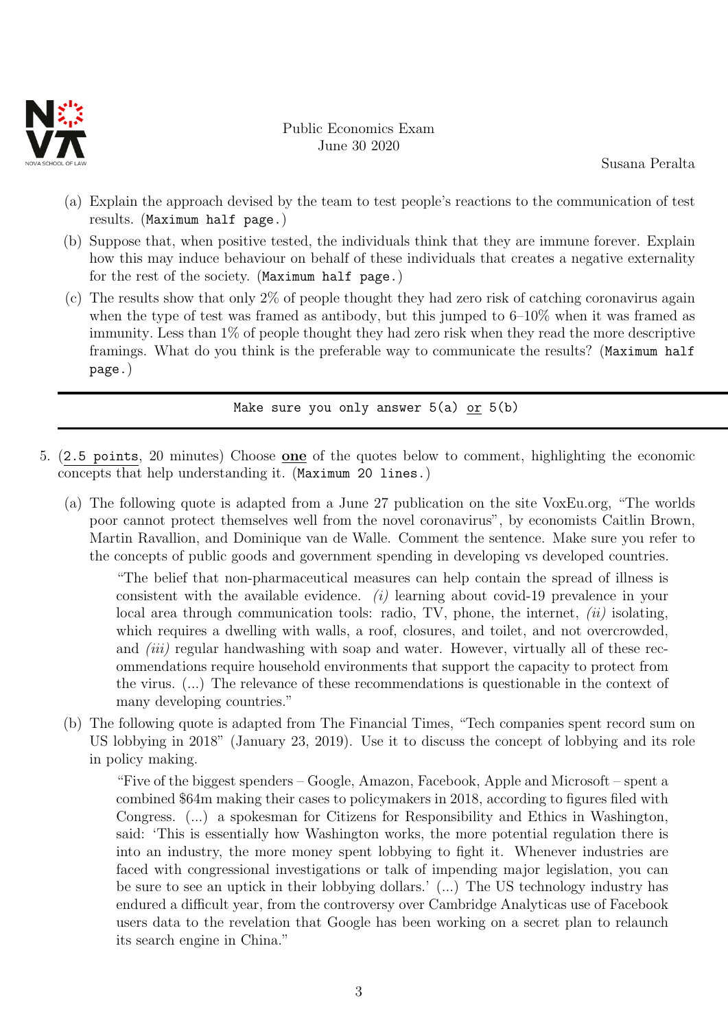Public Economics Exam
June 30 2020

Susana Peralta

(a) Explain the approach devised by the team to test people's reactions to the communication of test results. (Maximum half page.)

(b) Suppose that, when positive tested, the individuals think that they are immune forever. Explain how this may induce behaviour on behalf of these individuals that creates a negative externality for the rest of the society. (Maximum half page.)

(c) The results show that only 2% of people thought they had zero risk of catching coronavirus again when the type of test was framed as antibody, but this jumped to 6–10% when it was framed as immunity. Less than 1% of people thought they had zero risk when they read the more descriptive framings. What do you think is the preferable way to communicate the results? (Maximum half page.)

---

Make sure you only answer 5(a) or 5(b)

---

5. (2.5 points, 20 minutes) Choose **one** of the quotes below to comment, highlighting the economic concepts that help understanding it. (Maximum 20 lines.)

(a) The following quote is adapted from a June 27 publication on the site VoxEu.org, "The worlds poor cannot protect themselves well from the novel coronavirus", by economists Caitlin Brown, Martin Ravallion, and Dominique van de Walle. Comment the sentence. Make sure you refer to the concepts of public goods and government spending in developing vs developed countries.

> "The belief that non-pharmaceutical measures can help contain the spread of illness is consistent with the available evidence. *(i)* learning about covid-19 prevalence in your local area through communication tools: radio, TV, phone, the internet, *(ii)* isolating, which requires a dwelling with walls, a roof, closures, and toilet, and not overcrowded, and *(iii)* regular handwashing with soap and water. However, virtually all of these recommendations require household environments that support the capacity to protect from the virus. (...) The relevance of these recommendations is questionable in the context of many developing countries."

(b) The following quote is adapted from The Financial Times, "Tech companies spent record sum on US lobbying in 2018" (January 23, 2019). Use it to discuss the concept of lobbying and its role in policy making.

> "Five of the biggest spenders – Google, Amazon, Facebook, Apple and Microsoft – spent a combined \$64m making their cases to policymakers in 2018, according to figures filed with Congress. (...) a spokesman for Citizens for Responsibility and Ethics in Washington, said: 'This is essentially how Washington works, the more potential regulation there is into an industry, the more money spent lobbying to fight it. Whenever industries are faced with congressional investigations or talk of impending major legislation, you can be sure to see an uptick in their lobbying dollars.' (...) The US technology industry has endured a difficult year, from the controversy over Cambridge Analyticas use of Facebook users data to the revelation that Google has been working on a secret plan to relaunch its search engine in China."